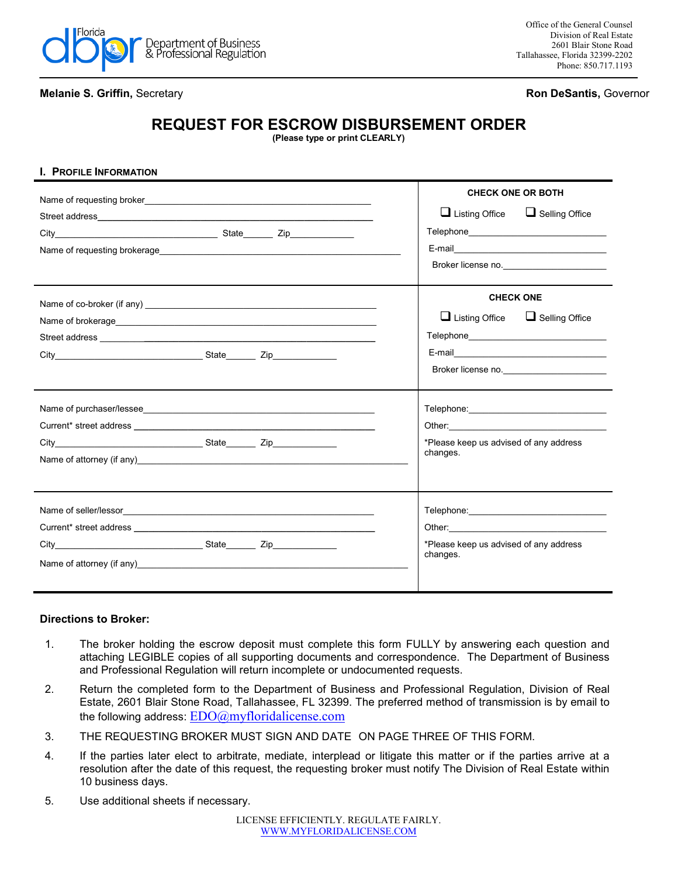Florida Department of Business & Professional Regulation

Office of the General Counsel
Division of Real Estate
2601 Blair Stone Road
Tallahassee, Florida 32399-2202
Phone: 850.717.1193

**Melanie S. Griffin,** Secretary **Ron DeSantis,** Governor

# REQUEST FOR ESCROW DISBURSEMENT ORDER

**(Please type or print CLEARLY)**

## I. Profile Information

| | |
|---|---|
| Name of requesting broker\_\_\_\_\_\_\_\_\_\_\_\_\_\_\_\_\_\_\_\_<br>Street address\_\_\_\_\_\_\_\_\_\_\_\_\_\_\_\_\_\_\_\_<br>City\_\_\_\_\_\_\_\_\_\_ State\_\_\_\_\_\_ Zip\_\_\_\_\_\_<br>Name of requesting brokerage\_\_\_\_\_\_\_\_\_\_\_\_\_\_\_\_\_\_\_\_ | **CHECK ONE OR BOTH**<br>☐ Listing Office ☐ Selling Office<br>Telephone\_\_\_\_\_\_\_\_\_\_\_\_\_\_\_\_\_\_\_\_<br>E-mail\_\_\_\_\_\_\_\_\_\_\_\_\_\_\_\_\_\_\_\_<br>Broker license no.\_\_\_\_\_\_\_\_\_\_\_\_\_\_\_\_\_\_\_\_ |
| Name of co-broker (if any) \_\_\_\_\_\_\_\_\_\_\_\_\_\_\_\_\_\_\_\_<br>Name of brokerage\_\_\_\_\_\_\_\_\_\_\_\_\_\_\_\_\_\_\_\_<br>Street address \_\_\_\_\_\_\_\_\_\_\_\_\_\_\_\_\_\_\_\_<br>City\_\_\_\_\_\_\_\_\_\_ State\_\_\_\_\_\_ Zip\_\_\_\_\_\_ | **CHECK ONE**<br>☐ Listing Office ☐ Selling Office<br>Telephone\_\_\_\_\_\_\_\_\_\_\_\_\_\_\_\_\_\_\_\_<br>E-mail\_\_\_\_\_\_\_\_\_\_\_\_\_\_\_\_\_\_\_\_<br>Broker license no.\_\_\_\_\_\_\_\_\_\_\_\_\_\_\_\_\_\_\_\_ |
| Name of purchaser/lessee\_\_\_\_\_\_\_\_\_\_\_\_\_\_\_\_\_\_\_\_<br>Current* street address \_\_\_\_\_\_\_\_\_\_\_\_\_\_\_\_\_\_\_\_<br>City\_\_\_\_\_\_\_\_\_\_ State\_\_\_\_\_\_ Zip\_\_\_\_\_\_<br>Name of attorney (if any)\_\_\_\_\_\_\_\_\_\_\_\_\_\_\_\_\_\_\_\_ | Telephone:\_\_\_\_\_\_\_\_\_\_\_\_\_\_\_\_\_\_\_\_<br>Other:\_\_\_\_\_\_\_\_\_\_\_\_\_\_\_\_\_\_\_\_<br>*Please keep us advised of any address changes. |
| Name of seller/lessor\_\_\_\_\_\_\_\_\_\_\_\_\_\_\_\_\_\_\_\_<br>Current* street address \_\_\_\_\_\_\_\_\_\_\_\_\_\_\_\_\_\_\_\_<br>City\_\_\_\_\_\_\_\_\_\_ State\_\_\_\_\_\_ Zip\_\_\_\_\_\_<br>Name of attorney (if any)\_\_\_\_\_\_\_\_\_\_\_\_\_\_\_\_\_\_\_\_ | Telephone:\_\_\_\_\_\_\_\_\_\_\_\_\_\_\_\_\_\_\_\_<br>Other:\_\_\_\_\_\_\_\_\_\_\_\_\_\_\_\_\_\_\_\_<br>*Please keep us advised of any address changes. |

**Directions to Broker:**

1. The broker holding the escrow deposit must complete this form FULLY by answering each question and attaching LEGIBLE copies of all supporting documents and correspondence. The Department of Business and Professional Regulation will return incomplete or undocumented requests.
2. Return the completed form to the Department of Business and Professional Regulation, Division of Real Estate, 2601 Blair Stone Road, Tallahassee, FL 32399. The preferred method of transmission is by email to the following address: EDO@myfloridalicense.com
3. THE REQUESTING BROKER MUST SIGN AND DATE ON PAGE THREE OF THIS FORM.
4. If the parties later elect to arbitrate, mediate, interplead or litigate this matter or if the parties arrive at a resolution after the date of this request, the requesting broker must notify The Division of Real Estate within 10 business days.
5. Use additional sheets if necessary.

LICENSE EFFICIENTLY. REGULATE FAIRLY.
WWW.MYFLORIDALICENSE.COM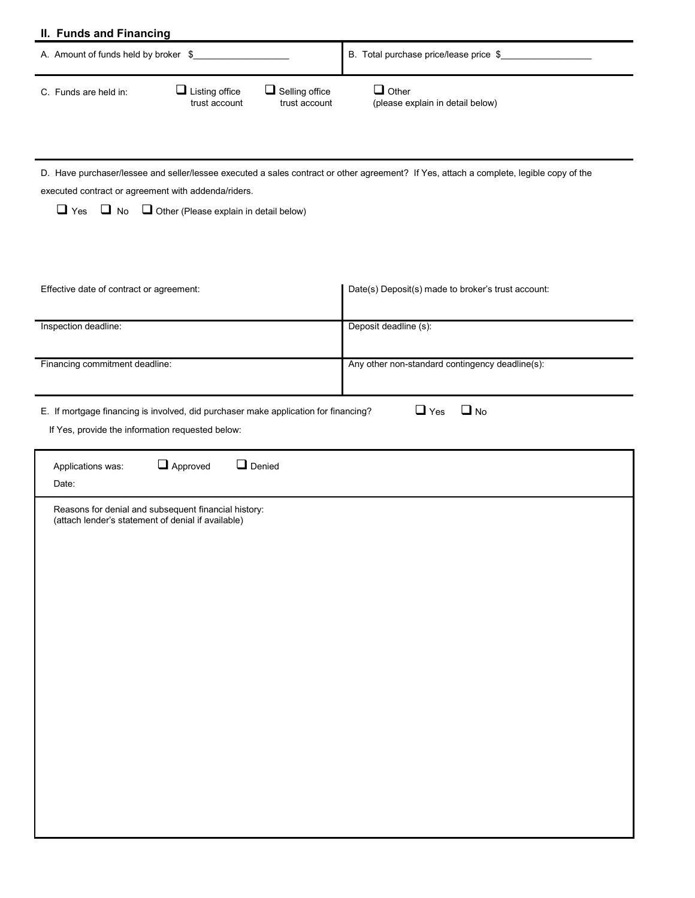## II. Funds and Financing

A. Amount of funds held by broker $__________________

B. Total purchase price/lease price $__________________

C. Funds are held in: ☐ Listing office trust account ☐ Selling office trust account ☐ Other (please explain in detail below)

D. Have purchaser/lessee and seller/lessee executed a sales contract or other agreement? If Yes, attach a complete, legible copy of the executed contract or agreement with addenda/riders.

☐ Yes ☐ No ☐ Other (Please explain in detail below)

| Effective date of contract or agreement: | Date(s) Deposit(s) made to broker's trust account: |
|---|---|
| Inspection deadline: | Deposit deadline (s): |
| Financing commitment deadline: | Any other non-standard contingency deadline(s): |

E. If mortgage financing is involved, did purchaser make application for financing? ☐ Yes ☐ No

If Yes, provide the information requested below:

Applications was: ☐ Approved ☐ Denied

Date:

Reasons for denial and subsequent financial history:
(attach lender's statement of denial if available)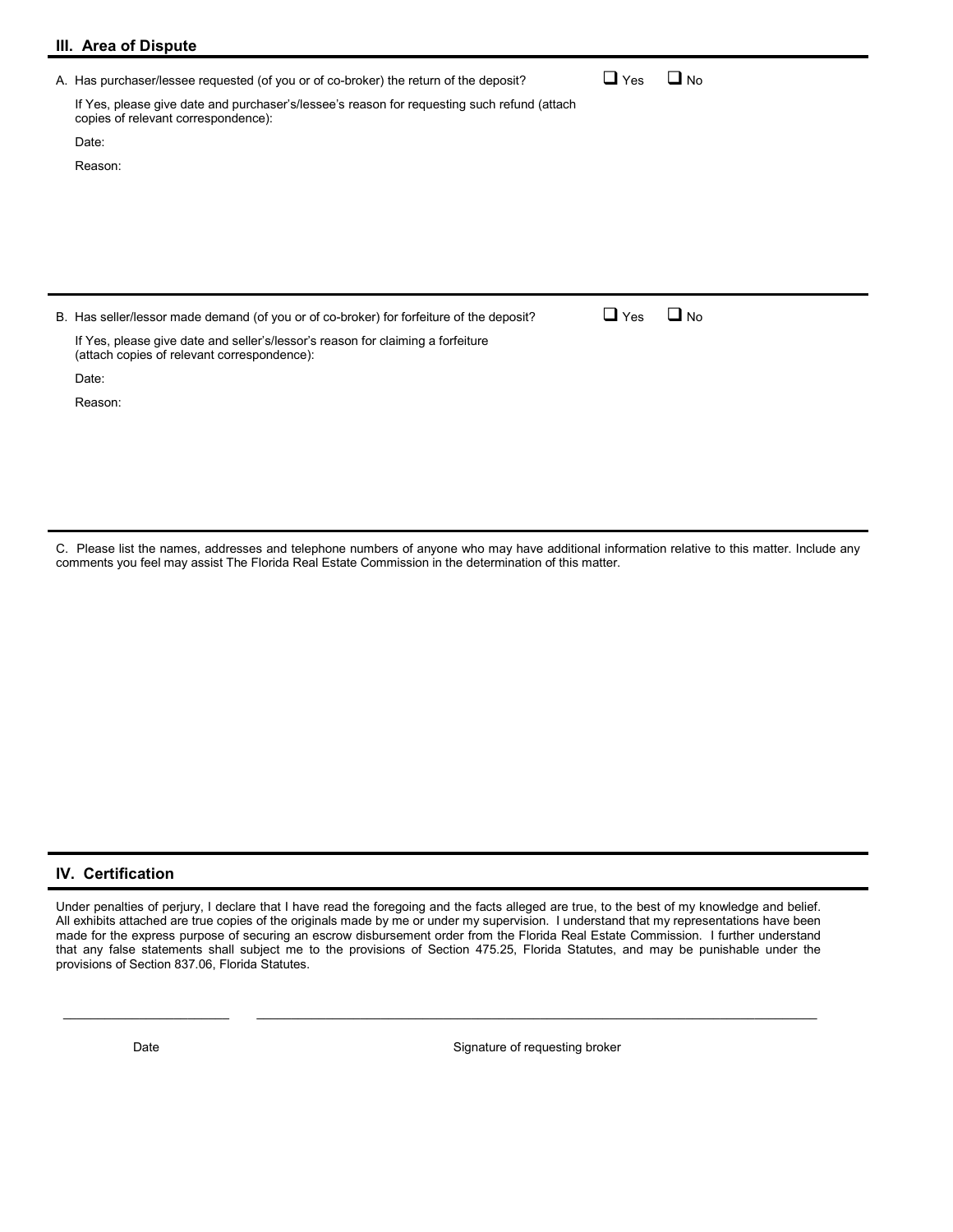## III. Area of Dispute

A. Has purchaser/lessee requested (of you or of co-broker) the return of the deposit? ☐ Yes ☐ No

If Yes, please give date and purchaser's/lessee's reason for requesting such refund (attach copies of relevant correspondence):

Date:

Reason:

B. Has seller/lessor made demand (of you or of co-broker) for forfeiture of the deposit? ☐ Yes ☐ No

If Yes, please give date and seller's/lessor's reason for claiming a forfeiture (attach copies of relevant correspondence):

Date:

Reason:

C. Please list the names, addresses and telephone numbers of anyone who may have additional information relative to this matter. Include any comments you feel may assist The Florida Real Estate Commission in the determination of this matter.

## IV. Certification

Under penalties of perjury, I declare that I have read the foregoing and the facts alleged are true, to the best of my knowledge and belief. All exhibits attached are true copies of the originals made by me or under my supervision. I understand that my representations have been made for the express purpose of securing an escrow disbursement order from the Florida Real Estate Commission. I further understand that any false statements shall subject me to the provisions of Section 475.25, Florida Statutes, and may be punishable under the provisions of Section 837.06, Florida Statutes.

\_\_\_\_\_\_\_\_\_\_\_\_\_\_\_\_\_\_\_\_\_\_\_\_ \_\_\_\_\_\_\_\_\_\_\_\_\_\_\_\_\_\_\_\_\_\_\_\_\_\_\_\_\_\_\_\_\_\_\_\_\_\_\_\_\_\_\_\_

Date Signature of requesting broker